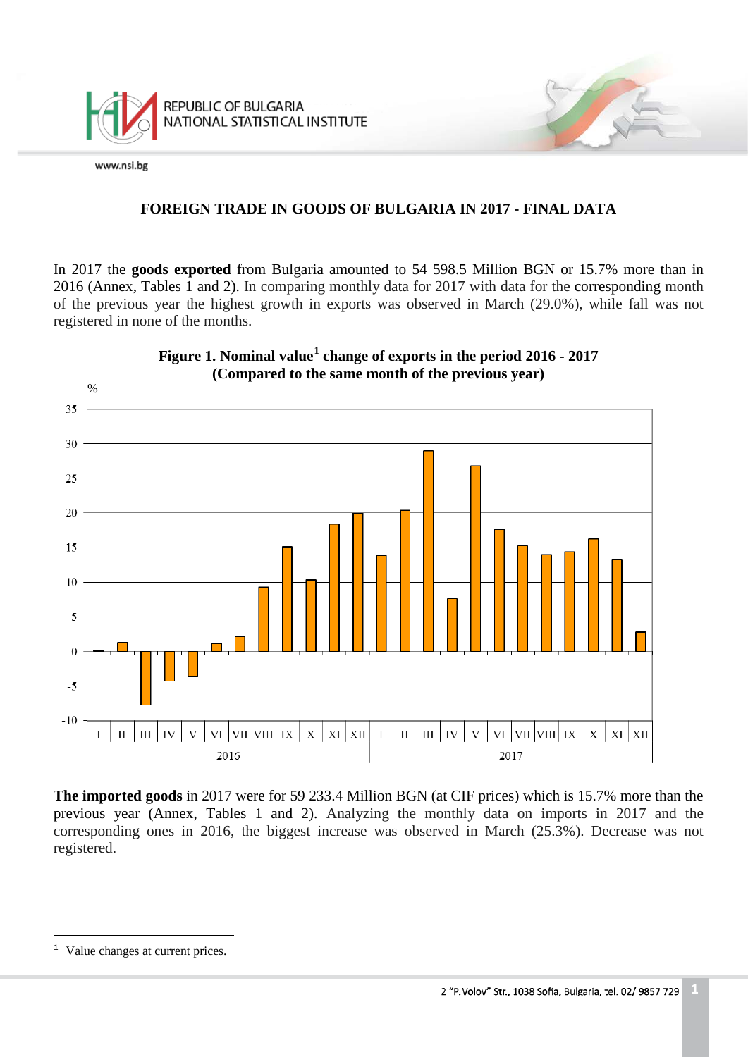# FOREIGN TRADE IN GOODS OF BULGARIA IN 2017 - FINAL DATA

In 2017 the **goods exported** from Bulgaria amounted to 54 598.5 Million BGN or 15.7% more than in 2016 (Annex, Tables 1 and 2). In comparing monthly data for 2017 with data for the corresponding month of the previous year the highest growth in exports was observed in March (29.0%), while fall was not registered in none of the months.

**Figure 1. Nominal value[1] change of exports in the period 2016 - 2017**
**(Compared to the same month of the previous year)**

**The imported goods** in 2017 were for 59 233.4 Million BGN (at CIF prices) which is 15.7% more than the previous year (Annex, Tables 1 and 2). Analyzing the monthly data on imports in 2017 and the corresponding ones in 2016, the biggest increase was observed in March (25.3%). Decrease was not registered.

---

[1] Value changes at current prices.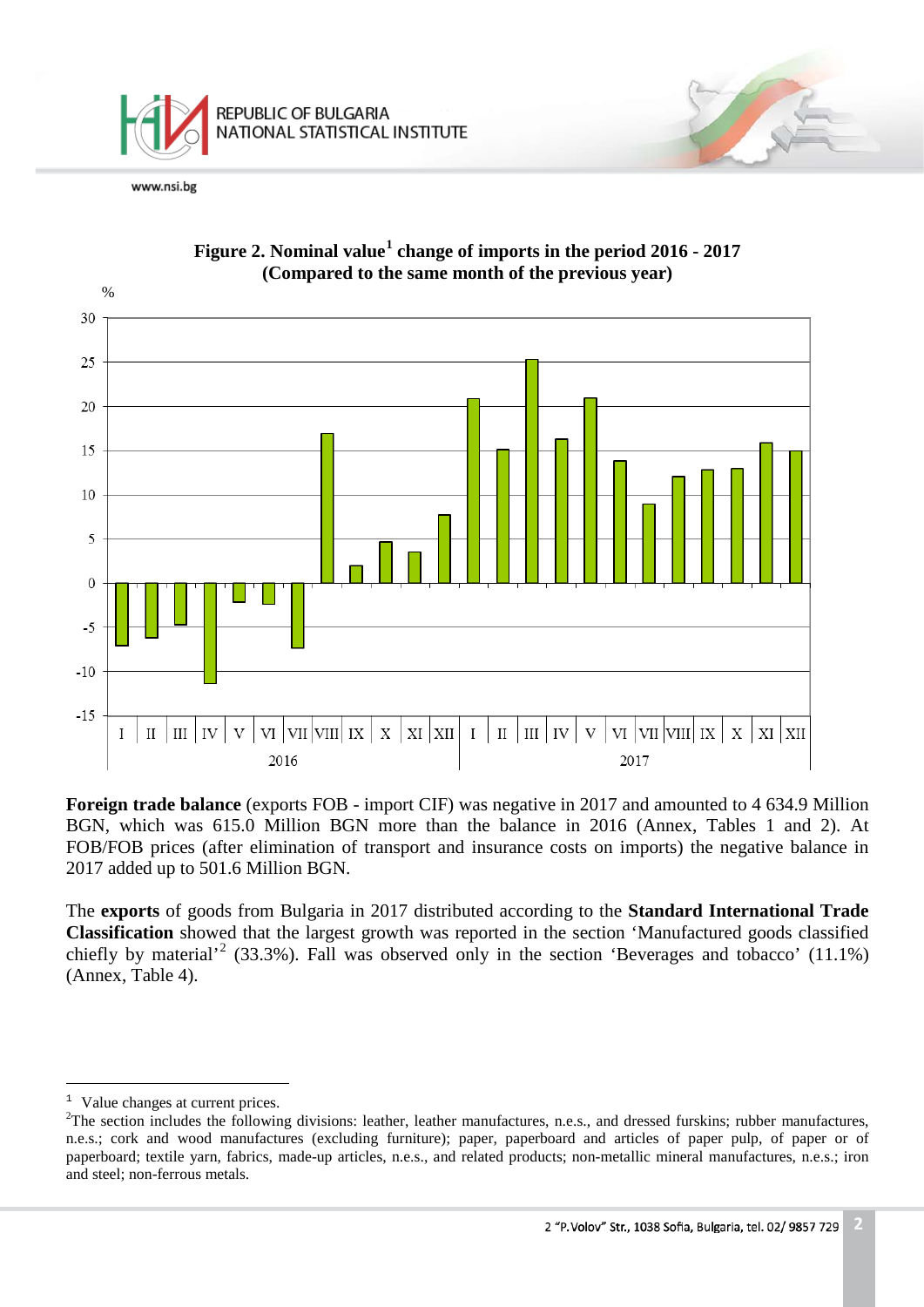**Figure 2. Nominal value[1] change of imports in the period 2016 - 2017 (Compared to the same month of the previous year)**

**Foreign trade balance** (exports FOB - import CIF) was negative in 2017 and amounted to 4 634.9 Million BGN, which was 615.0 Million BGN more than the balance in 2016 (Annex, Tables 1 and 2). At FOB/FOB prices (after elimination of transport and insurance costs on imports) the negative balance in 2017 added up to 501.6 Million BGN.

The **exports** of goods from Bulgaria in 2017 distributed according to the **Standard International Trade Classification** showed that the largest growth was reported in the section 'Manufactured goods classified chiefly by material'[2] (33.3%). Fall was observed only in the section 'Beverages and tobacco' (11.1%) (Annex, Table 4).

---

[1] Value changes at current prices.

[2] The section includes the following divisions: leather, leather manufactures, n.e.s., and dressed furskins; rubber manufactures, n.e.s.; cork and wood manufactures (excluding furniture); paper, paperboard and articles of paper pulp, of paper or of paperboard; textile yarn, fabrics, made-up articles, n.e.s., and related products; non-metallic mineral manufactures, n.e.s.; iron and steel; non-ferrous metals.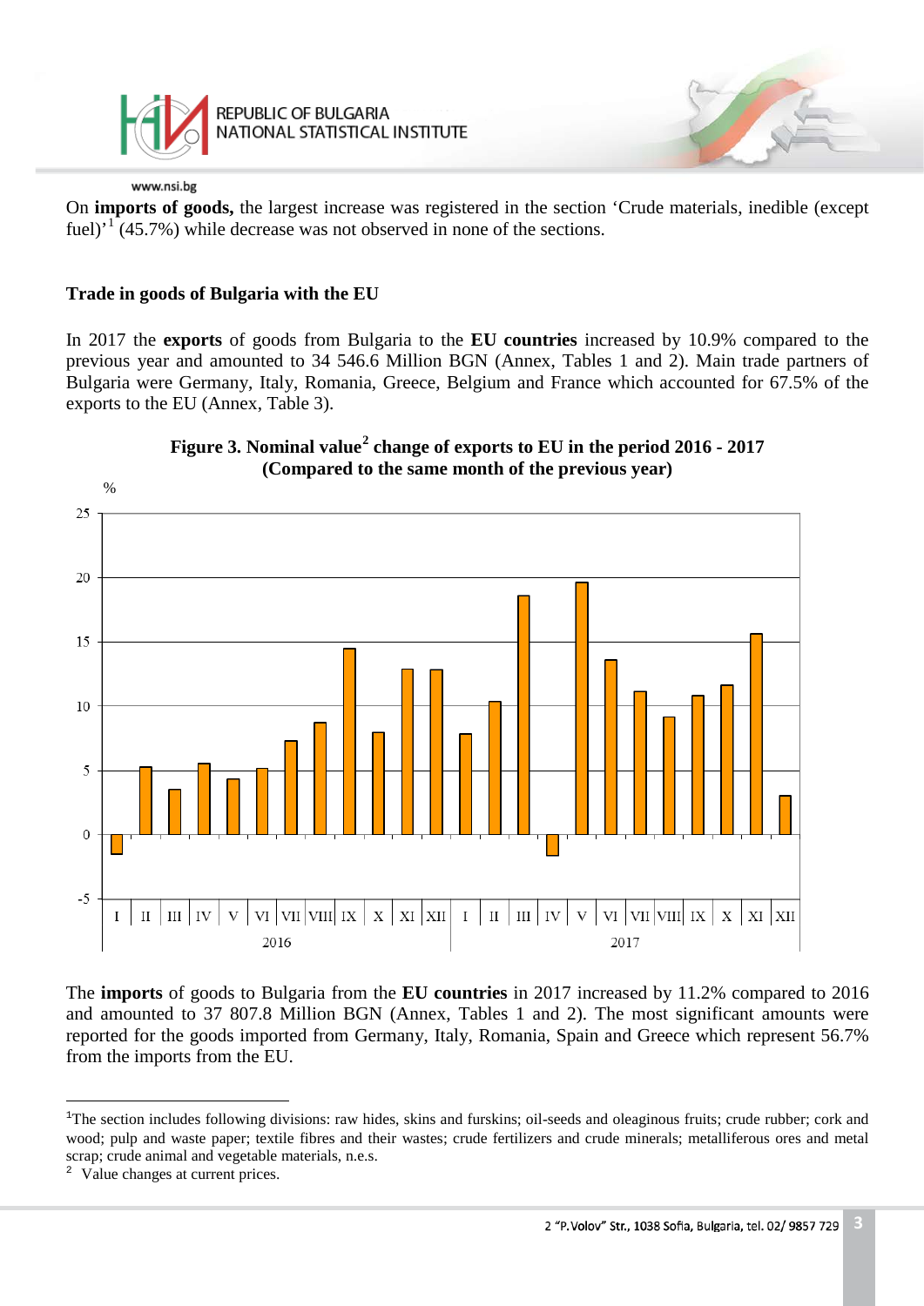On **imports of goods,** the largest increase was registered in the section 'Crude materials, inedible (except fuel)'[1] (45.7%) while decrease was not observed in none of the sections.

**Trade in goods of Bulgaria with the EU**

In 2017 the **exports** of goods from Bulgaria to the **EU countries** increased by 10.9% compared to the previous year and amounted to 34 546.6 Million BGN (Annex, Tables 1 and 2). Main trade partners of Bulgaria were Germany, Italy, Romania, Greece, Belgium and France which accounted for 67.5% of the exports to the EU (Annex, Table 3).

**Figure 3. Nominal value[2] change of exports to EU in the period 2016 - 2017 (Compared to the same month of the previous year)**

The **imports** of goods to Bulgaria from the **EU countries** in 2017 increased by 11.2% compared to 2016 and amounted to 37 807.8 Million BGN (Annex, Tables 1 and 2). The most significant amounts were reported for the goods imported from Germany, Italy, Romania, Spain and Greece which represent 56.7% from the imports from the EU.

---

[1] The section includes following divisions: raw hides, skins and furskins; oil-seeds and oleaginous fruits; crude rubber; cork and wood; pulp and waste paper; textile fibres and their wastes; crude fertilizers and crude minerals; metalliferous ores and metal scrap; crude animal and vegetable materials, n.e.s.

[2] Value changes at current prices.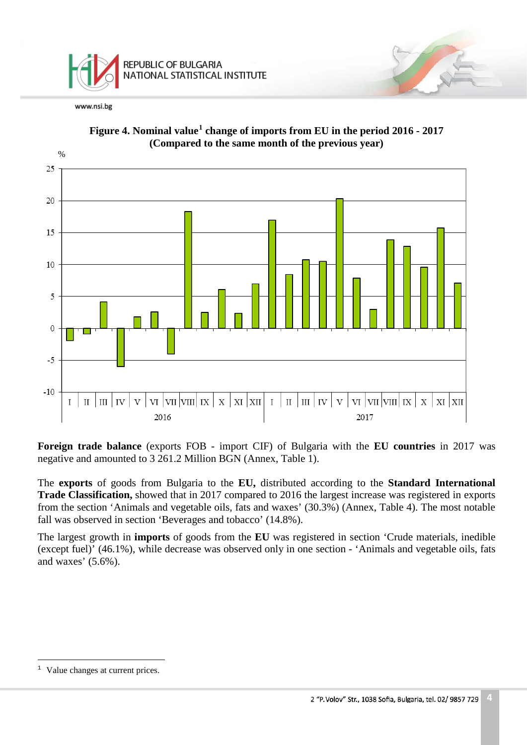**Figure 4. Nominal value[1] change of imports from EU in the period 2016 - 2017 (Compared to the same month of the previous year)**

**Foreign trade balance** (exports FOB - import CIF) of Bulgaria with the **EU countries** in 2017 was negative and amounted to 3 261.2 Million BGN (Annex, Table 1).

The **exports** of goods from Bulgaria to the **EU,** distributed according to the **Standard International Trade Classification,** showed that in 2017 compared to 2016 the largest increase was registered in exports from the section 'Animals and vegetable oils, fats and waxes' (30.3%) (Annex, Table 4). The most notable fall was observed in section 'Beverages and tobacco' (14.8%).

The largest growth in **imports** of goods from the **EU** was registered in section 'Crude materials, inedible (except fuel)' (46.1%), while decrease was observed only in one section - 'Animals and vegetable oils, fats and waxes' (5.6%).

---

[1] Value changes at current prices.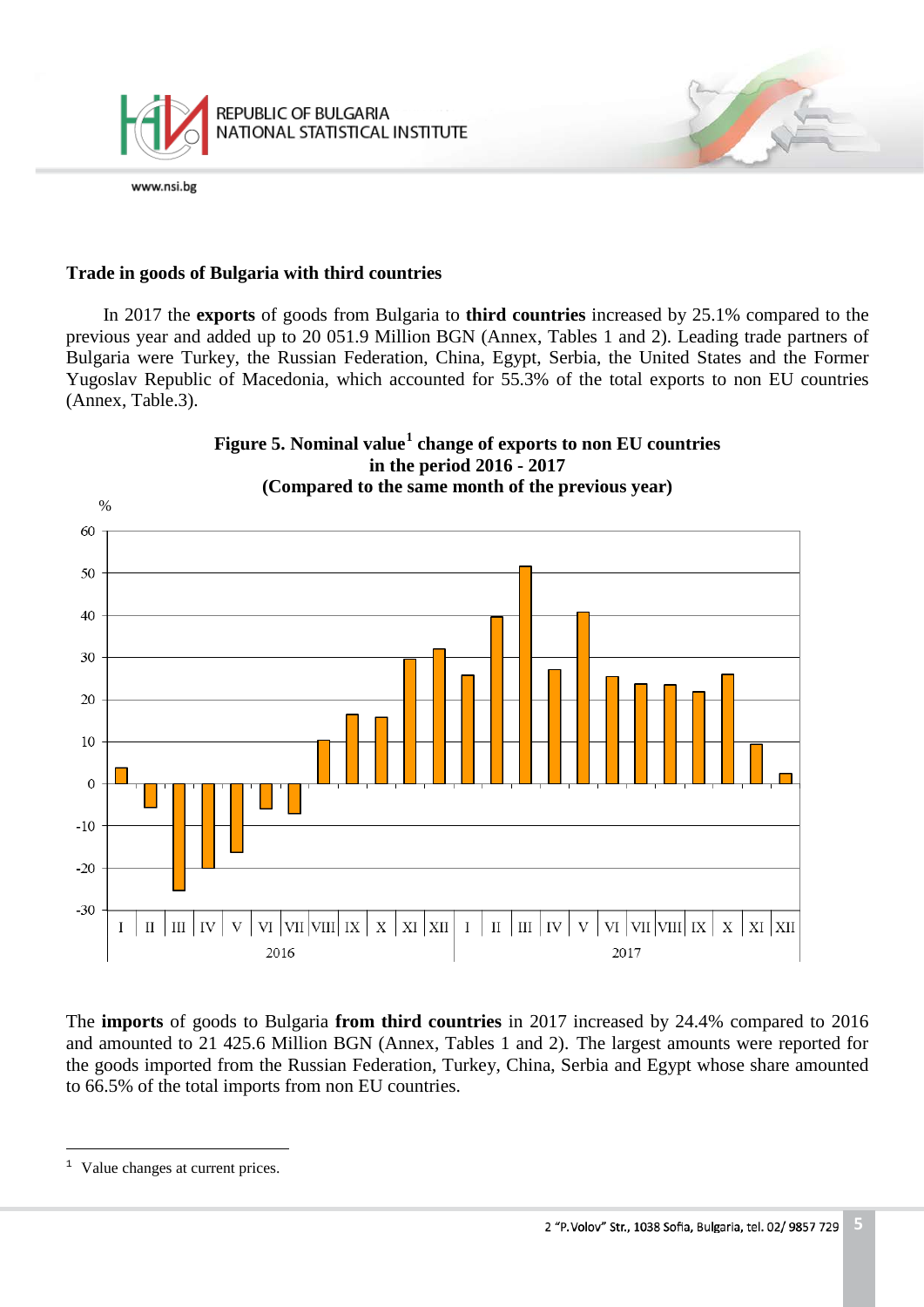## Trade in goods of Bulgaria with third countries

In 2017 the **exports** of goods from Bulgaria to **third countries** increased by 25.1% compared to the previous year and added up to 20 051.9 Million BGN (Annex, Tables 1 and 2). Leading trade partners of Bulgaria were Turkey, the Russian Federation, China, Egypt, Serbia, the United States and the Former Yugoslav Republic of Macedonia, which accounted for 55.3% of the total exports to non EU countries (Annex, Table.3).

**Figure 5. Nominal value[1] change of exports to non EU countries in the period 2016 - 2017 (Compared to the same month of the previous year)**

The **imports** of goods to Bulgaria **from third countries** in 2017 increased by 24.4% compared to 2016 and amounted to 21 425.6 Million BGN (Annex, Tables 1 and 2). The largest amounts were reported for the goods imported from the Russian Federation, Turkey, China, Serbia and Egypt whose share amounted to 66.5% of the total imports from non EU countries.

---

[1] Value changes at current prices.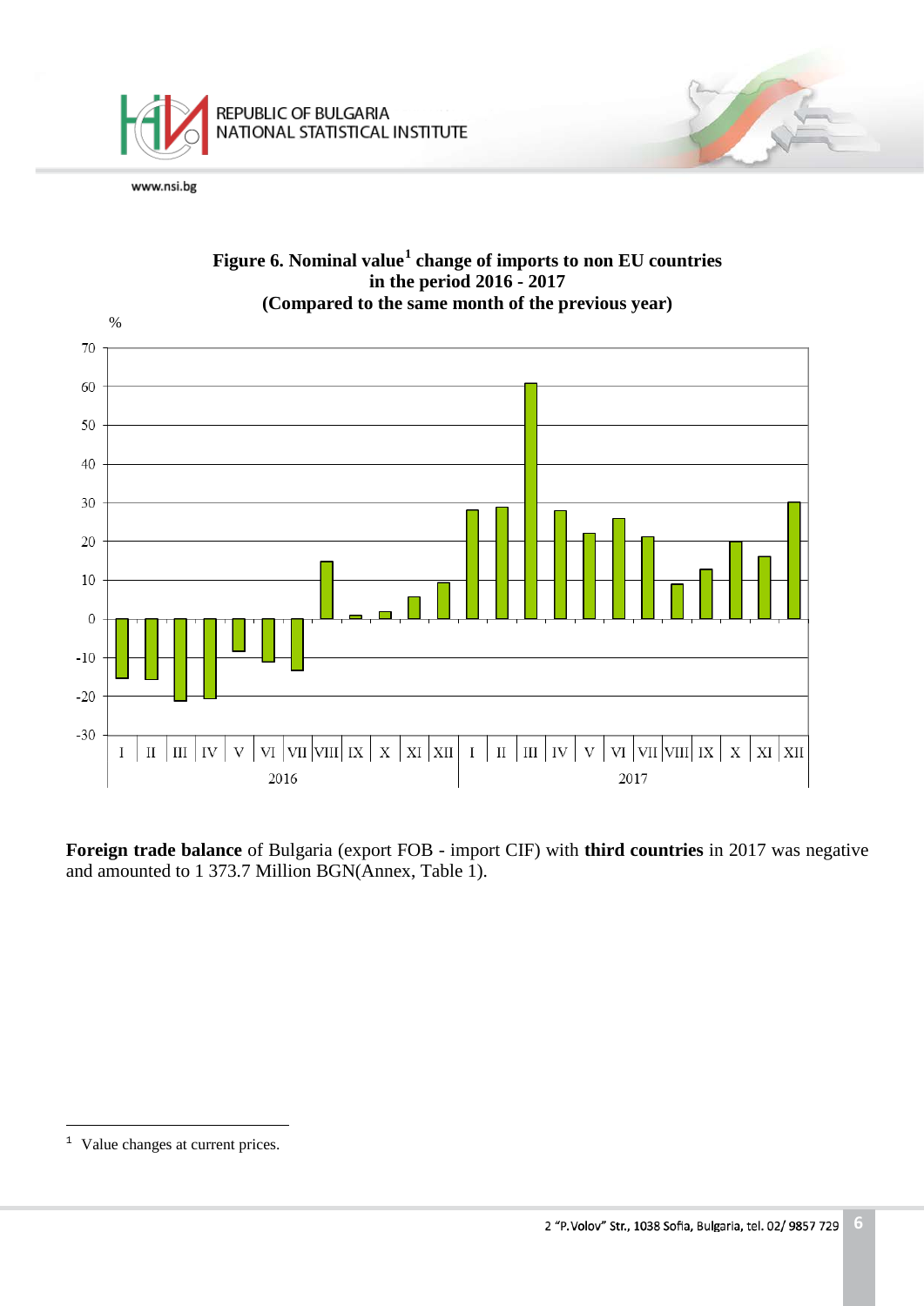**Figure 6. Nominal value[1] change of imports to non EU countries in the period 2016 - 2017 (Compared to the same month of the previous year)**

**Foreign trade balance** of Bulgaria (export FOB - import CIF) with **third countries** in 2017 was negative and amounted to 1 373.7 Million BGN(Annex, Table 1).

[1] Value changes at current prices.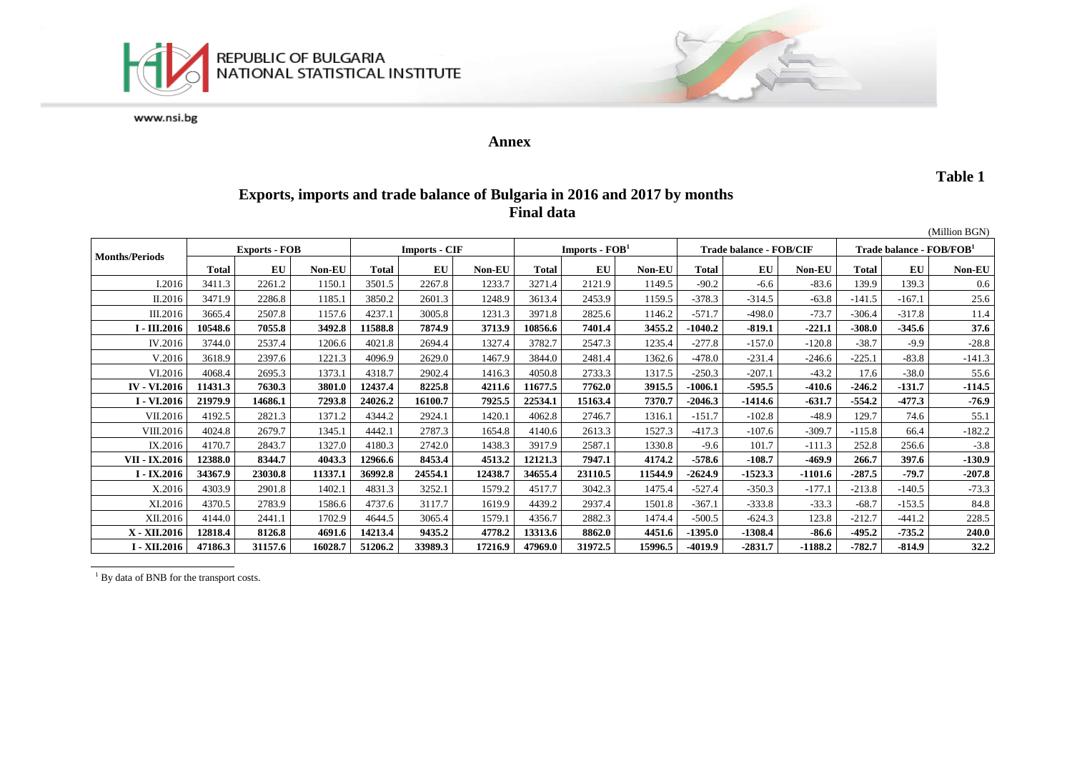REPUBLIC OF BULGARIA
NATIONAL STATISTICAL INSTITUTE

www.nsi.bg

## Annex

**Table 1**

### Exports, imports and trade balance of Bulgaria in 2016 and 2017 by months
### Final data

(Million BGN)

| Months/Periods | Exports - FOB | | | Imports - CIF | | | Imports - FOB[1] | | | Trade balance - FOB/CIF | | | Trade balance - FOB/FOB[1] | | |
|---|---|---|---|---|---|---|---|---|---|---|---|---|---|---|---|
| | Total | EU | Non-EU | Total | EU | Non-EU | Total | EU | Non-EU | Total | EU | Non-EU | Total | EU | Non-EU |
| I.2016 | 3411.3 | 2261.2 | 1150.1 | 3501.5 | 2267.8 | 1233.7 | 3271.4 | 2121.9 | 1149.5 | -90.2 | -6.6 | -83.6 | 139.9 | 139.3 | 0.6 |
| II.2016 | 3471.9 | 2286.8 | 1185.1 | 3850.2 | 2601.3 | 1248.9 | 3613.4 | 2453.9 | 1159.5 | -378.3 | -314.5 | -63.8 | -141.5 | -167.1 | 25.6 |
| III.2016 | 3665.4 | 2507.8 | 1157.6 | 4237.1 | 3005.8 | 1231.3 | 3971.8 | 2825.6 | 1146.2 | -571.7 | -498.0 | -73.7 | -306.4 | -317.8 | 11.4 |
| **I - III.2016** | **10548.6** | **7055.8** | **3492.8** | **11588.8** | **7874.9** | **3713.9** | **10856.6** | **7401.4** | **3455.2** | **-1040.2** | **-819.1** | **-221.1** | **-308.0** | **-345.6** | **37.6** |
| IV.2016 | 3744.0 | 2537.4 | 1206.6 | 4021.8 | 2694.4 | 1327.4 | 3782.7 | 2547.3 | 1235.4 | -277.8 | -157.0 | -120.8 | -38.7 | -9.9 | -28.8 |
| V.2016 | 3618.9 | 2397.6 | 1221.3 | 4096.9 | 2629.0 | 1467.9 | 3844.0 | 2481.4 | 1362.6 | -478.0 | -231.4 | -246.6 | -225.1 | -83.8 | -141.3 |
| VI.2016 | 4068.4 | 2695.3 | 1373.1 | 4318.7 | 2902.4 | 1416.3 | 4050.8 | 2733.3 | 1317.5 | -250.3 | -207.1 | -43.2 | 17.6 | -38.0 | 55.6 |
| **IV - VI.2016** | **11431.3** | **7630.3** | **3801.0** | **12437.4** | **8225.8** | **4211.6** | **11677.5** | **7762.0** | **3915.5** | **-1006.1** | **-595.5** | **-410.6** | **-246.2** | **-131.7** | **-114.5** |
| **I - VI.2016** | **21979.9** | **14686.1** | **7293.8** | **24026.2** | **16100.7** | **7925.5** | **22534.1** | **15163.4** | **7370.7** | **-2046.3** | **-1414.6** | **-631.7** | **-554.2** | **-477.3** | **-76.9** |
| VII.2016 | 4192.5 | 2821.3 | 1371.2 | 4344.2 | 2924.1 | 1420.1 | 4062.8 | 2746.7 | 1316.1 | -151.7 | -102.8 | -48.9 | 129.7 | 74.6 | 55.1 |
| VIII.2016 | 4024.8 | 2679.7 | 1345.1 | 4442.1 | 2787.3 | 1654.8 | 4140.6 | 2613.3 | 1527.3 | -417.3 | -107.6 | -309.7 | -115.8 | 66.4 | -182.2 |
| IX.2016 | 4170.7 | 2843.7 | 1327.0 | 4180.3 | 2742.0 | 1438.3 | 3917.9 | 2587.1 | 1330.8 | -9.6 | 101.7 | -111.3 | 252.8 | 256.6 | -3.8 |
| **VII - IX.2016** | **12388.0** | **8344.7** | **4043.3** | **12966.6** | **8453.4** | **4513.2** | **12121.3** | **7947.1** | **4174.2** | **-578.6** | **-108.7** | **-469.9** | **266.7** | **397.6** | **-130.9** |
| **I - IX.2016** | **34367.9** | **23030.8** | **11337.1** | **36992.8** | **24554.1** | **12438.7** | **34655.4** | **23110.5** | **11544.9** | **-2624.9** | **-1523.3** | **-1101.6** | **-287.5** | **-79.7** | **-207.8** |
| X.2016 | 4303.9 | 2901.8 | 1402.1 | 4831.3 | 3252.1 | 1579.2 | 4517.7 | 3042.3 | 1475.4 | -527.4 | -350.3 | -177.1 | -213.8 | -140.5 | -73.3 |
| XI.2016 | 4370.5 | 2783.9 | 1586.6 | 4737.6 | 3117.7 | 1619.9 | 4439.2 | 2937.4 | 1501.8 | -367.1 | -333.8 | -33.3 | -68.7 | -153.5 | 84.8 |
| XII.2016 | 4144.0 | 2441.1 | 1702.9 | 4644.5 | 3065.4 | 1579.1 | 4356.7 | 2882.3 | 1474.4 | -500.5 | -624.3 | 123.8 | -212.7 | -441.2 | 228.5 |
| **X - XII.2016** | **12818.4** | **8126.8** | **4691.6** | **14213.4** | **9435.2** | **4778.2** | **13313.6** | **8862.0** | **4451.6** | **-1395.0** | **-1308.4** | **-86.6** | **-495.2** | **-735.2** | **240.0** |
| **I - XII.2016** | **47186.3** | **31157.6** | **16028.7** | **51206.2** | **33989.3** | **17216.9** | **47969.0** | **31972.5** | **15996.5** | **-4019.9** | **-2831.7** | **-1188.2** | **-782.7** | **-814.9** | **32.2** |

[1] By data of BNB for the transport costs.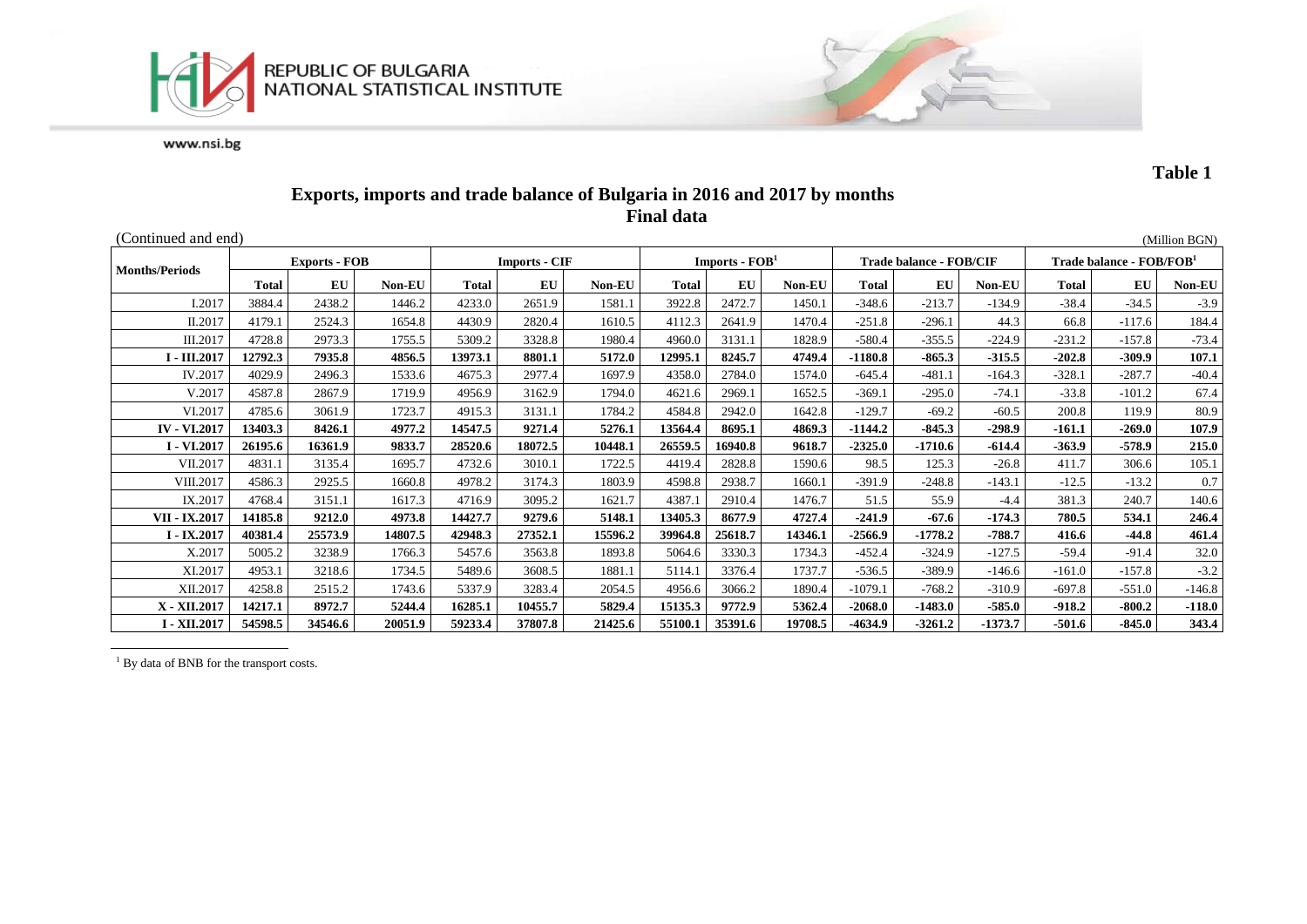**Table 1**

## Exports, imports and trade balance of Bulgaria in 2016 and 2017 by months
**Final data**

(Continued and end) (Million BGN)

| Months/Periods | Exports - FOB | | | Imports - CIF | | | Imports - FOB[1] | | | Trade balance - FOB/CIF | | | Trade balance - FOB/FOB[1] | | |
|---|---|---|---|---|---|---|---|---|---|---|---|---|---|---|---|
| | Total | EU | Non-EU | Total | EU | Non-EU | Total | EU | Non-EU | Total | EU | Non-EU | Total | EU | Non-EU |
| I.2017 | 3884.4 | 2438.2 | 1446.2 | 4233.0 | 2651.9 | 1581.1 | 3922.8 | 2472.7 | 1450.1 | -348.6 | -213.7 | -134.9 | -38.4 | -34.5 | -3.9 |
| II.2017 | 4179.1 | 2524.3 | 1654.8 | 4430.9 | 2820.4 | 1610.5 | 4112.3 | 2641.9 | 1470.4 | -251.8 | -296.1 | 44.3 | 66.8 | -117.6 | 184.4 |
| III.2017 | 4728.8 | 2973.3 | 1755.5 | 5309.2 | 3328.8 | 1980.4 | 4960.0 | 3131.1 | 1828.9 | -580.4 | -355.5 | -224.9 | -231.2 | -157.8 | -73.4 |
| **I - III.2017** | **12792.3** | **7935.8** | **4856.5** | **13973.1** | **8801.1** | **5172.0** | **12995.1** | **8245.7** | **4749.4** | **-1180.8** | **-865.3** | **-315.5** | **-202.8** | **-309.9** | **107.1** |
| IV.2017 | 4029.9 | 2496.3 | 1533.6 | 4675.3 | 2977.4 | 1697.9 | 4358.0 | 2784.0 | 1574.0 | -645.4 | -481.1 | -164.3 | -328.1 | -287.7 | -40.4 |
| V.2017 | 4587.8 | 2867.9 | 1719.9 | 4956.9 | 3162.9 | 1794.0 | 4621.6 | 2969.1 | 1652.5 | -369.1 | -295.0 | -74.1 | -33.8 | -101.2 | 67.4 |
| VI.2017 | 4785.6 | 3061.9 | 1723.7 | 4915.3 | 3131.1 | 1784.2 | 4584.8 | 2942.0 | 1642.8 | -129.7 | -69.2 | -60.5 | 200.8 | 119.9 | 80.9 |
| **IV - VI.2017** | **13403.3** | **8426.1** | **4977.2** | **14547.5** | **9271.4** | **5276.1** | **13564.4** | **8695.1** | **4869.3** | **-1144.2** | **-845.3** | **-298.9** | **-161.1** | **-269.0** | **107.9** |
| **I - VI.2017** | **26195.6** | **16361.9** | **9833.7** | **28520.6** | **18072.5** | **10448.1** | **26559.5** | **16940.8** | **9618.7** | **-2325.0** | **-1710.6** | **-614.4** | **-363.9** | **-578.9** | **215.0** |
| VII.2017 | 4831.1 | 3135.4 | 1695.7 | 4732.6 | 3010.1 | 1722.5 | 4419.4 | 2828.8 | 1590.6 | 98.5 | 125.3 | -26.8 | 411.7 | 306.6 | 105.1 |
| VIII.2017 | 4586.3 | 2925.5 | 1660.8 | 4978.2 | 3174.3 | 1803.9 | 4598.8 | 2938.7 | 1660.1 | -391.9 | -248.8 | -143.1 | -12.5 | -13.2 | 0.7 |
| IX.2017 | 4768.4 | 3151.1 | 1617.3 | 4716.9 | 3095.2 | 1621.7 | 4387.1 | 2910.4 | 1476.7 | 51.5 | 55.9 | -4.4 | 381.3 | 240.7 | 140.6 |
| **VII - IX.2017** | **14185.8** | **9212.0** | **4973.8** | **14427.7** | **9279.6** | **5148.1** | **13405.3** | **8677.9** | **4727.4** | **-241.9** | **-67.6** | **-174.3** | **780.5** | **534.1** | **246.4** |
| **I - IX.2017** | **40381.4** | **25573.9** | **14807.5** | **42948.3** | **27352.1** | **15596.2** | **39964.8** | **25618.7** | **14346.1** | **-2566.9** | **-1778.2** | **-788.7** | **416.6** | **-44.8** | **461.4** |
| X.2017 | 5005.2 | 3238.9 | 1766.3 | 5457.6 | 3563.8 | 1893.8 | 5064.6 | 3330.3 | 1734.3 | -452.4 | -324.9 | -127.5 | -59.4 | -91.4 | 32.0 |
| XI.2017 | 4953.1 | 3218.6 | 1734.5 | 5489.6 | 3608.5 | 1881.1 | 5114.1 | 3376.4 | 1737.7 | -536.5 | -389.9 | -146.6 | -161.0 | -157.8 | -3.2 |
| XII.2017 | 4258.8 | 2515.2 | 1743.6 | 5337.9 | 3283.4 | 2054.5 | 4956.6 | 3066.2 | 1890.4 | -1079.1 | -768.2 | -310.9 | -697.8 | -551.0 | -146.8 |
| **X - XII.2017** | **14217.1** | **8972.7** | **5244.4** | **16285.1** | **10455.7** | **5829.4** | **15135.3** | **9772.9** | **5362.4** | **-2068.0** | **-1483.0** | **-585.0** | **-918.2** | **-800.2** | **-118.0** |
| **I - XII.2017** | **54598.5** | **34546.6** | **20051.9** | **59233.4** | **37807.8** | **21425.6** | **55100.1** | **35391.6** | **19708.5** | **-4634.9** | **-3261.2** | **-1373.7** | **-501.6** | **-845.0** | **343.4** |

[1] By data of BNB for the transport costs.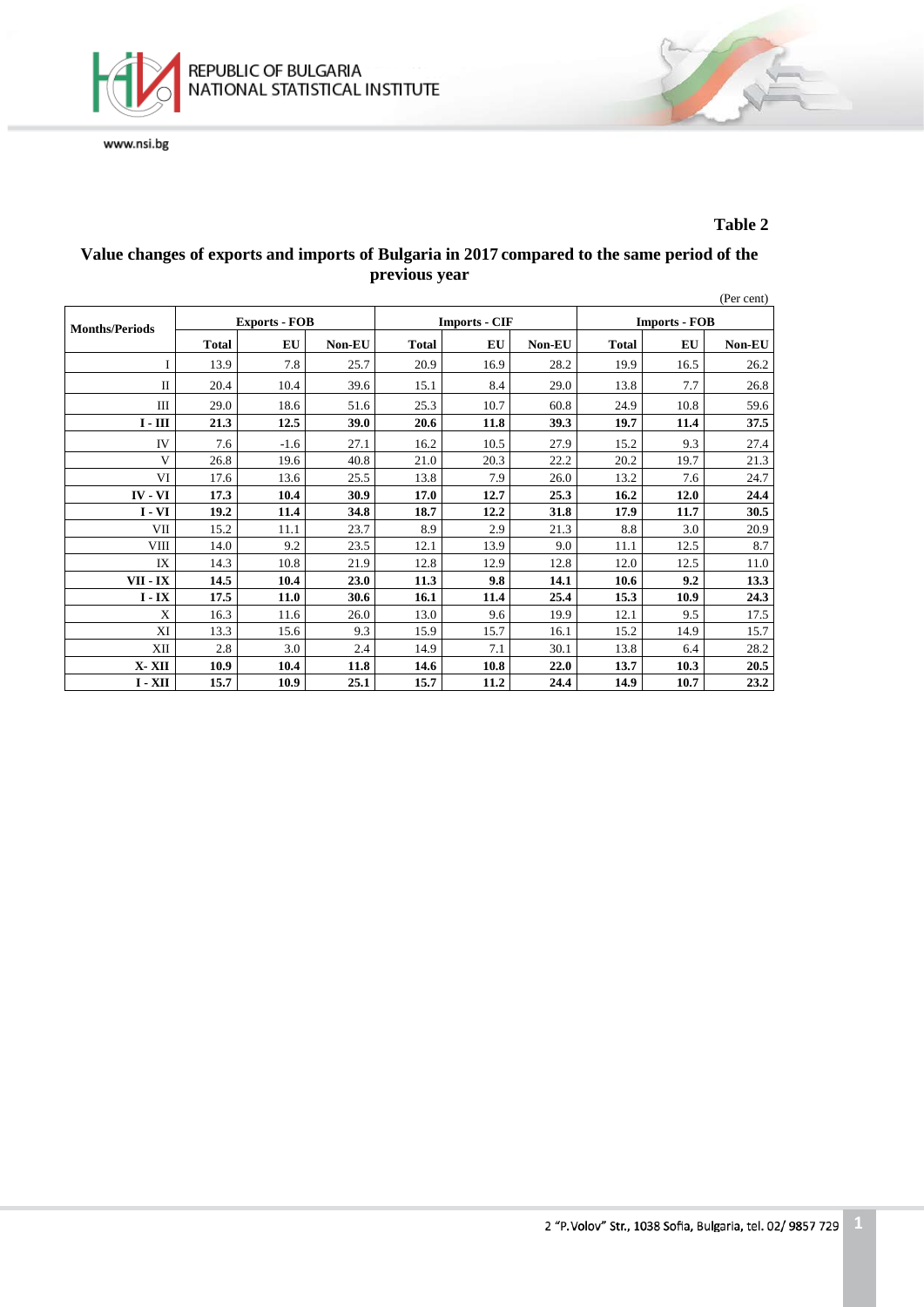**Table 2**

## Value changes of exports and imports of Bulgaria in 2017 compared to the same period of the previous year

(Per cent)

| Months/Periods | Exports - FOB | | | Imports - CIF | | | Imports - FOB | | |
|---|---|---|---|---|---|---|---|---|---|
| | Total | EU | Non-EU | Total | EU | Non-EU | Total | EU | Non-EU |
| I | 13.9 | 7.8 | 25.7 | 20.9 | 16.9 | 28.2 | 19.9 | 16.5 | 26.2 |
| II | 20.4 | 10.4 | 39.6 | 15.1 | 8.4 | 29.0 | 13.8 | 7.7 | 26.8 |
| III | 29.0 | 18.6 | 51.6 | 25.3 | 10.7 | 60.8 | 24.9 | 10.8 | 59.6 |
| **I - III** | **21.3** | **12.5** | **39.0** | **20.6** | **11.8** | **39.3** | **19.7** | **11.4** | **37.5** |
| IV | 7.6 | -1.6 | 27.1 | 16.2 | 10.5 | 27.9 | 15.2 | 9.3 | 27.4 |
| V | 26.8 | 19.6 | 40.8 | 21.0 | 20.3 | 22.2 | 20.2 | 19.7 | 21.3 |
| VI | 17.6 | 13.6 | 25.5 | 13.8 | 7.9 | 26.0 | 13.2 | 7.6 | 24.7 |
| **IV - VI** | **17.3** | **10.4** | **30.9** | **17.0** | **12.7** | **25.3** | **16.2** | **12.0** | **24.4** |
| **I - VI** | **19.2** | **11.4** | **34.8** | **18.7** | **12.2** | **31.8** | **17.9** | **11.7** | **30.5** |
| VII | 15.2 | 11.1 | 23.7 | 8.9 | 2.9 | 21.3 | 8.8 | 3.0 | 20.9 |
| VIII | 14.0 | 9.2 | 23.5 | 12.1 | 13.9 | 9.0 | 11.1 | 12.5 | 8.7 |
| IX | 14.3 | 10.8 | 21.9 | 12.8 | 12.9 | 12.8 | 12.0 | 12.5 | 11.0 |
| **VII - IX** | **14.5** | **10.4** | **23.0** | **11.3** | **9.8** | **14.1** | **10.6** | **9.2** | **13.3** |
| **I - IX** | **17.5** | **11.0** | **30.6** | **16.1** | **11.4** | **25.4** | **15.3** | **10.9** | **24.3** |
| X | 16.3 | 11.6 | 26.0 | 13.0 | 9.6 | 19.9 | 12.1 | 9.5 | 17.5 |
| XI | 13.3 | 15.6 | 9.3 | 15.9 | 15.7 | 16.1 | 15.2 | 14.9 | 15.7 |
| XII | 2.8 | 3.0 | 2.4 | 14.9 | 7.1 | 30.1 | 13.8 | 6.4 | 28.2 |
| **X- XII** | **10.9** | **10.4** | **11.8** | **14.6** | **10.8** | **22.0** | **13.7** | **10.3** | **20.5** |
| **I - XII** | **15.7** | **10.9** | **25.1** | **15.7** | **11.2** | **24.4** | **14.9** | **10.7** | **23.2** |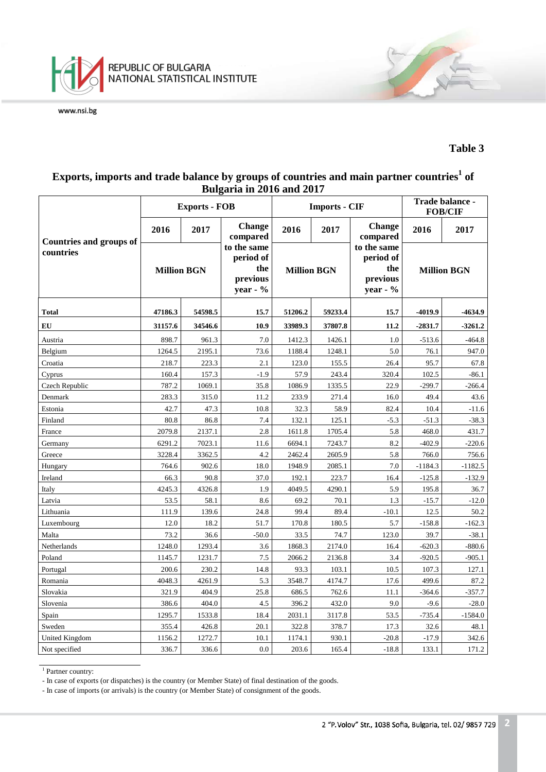**Table 3**

## Exports, imports and trade balance by groups of countries and main partner countries[1] of Bulgaria in 2016 and 2017

| Countries and groups of countries | Exports - FOB | | | Imports - CIF | | | Trade balance - FOB/CIF | |
|---|---|---|---|---|---|---|---|---|
| | 2016 | 2017 | Change compared to the same period of the previous year - % | 2016 | 2017 | Change compared to the same period of the previous year - % | 2016 | 2017 |
| | Million BGN | | | Million BGN | | | Million BGN | |
| **Total** | **47186.3** | **54598.5** | **15.7** | **51206.2** | **59233.4** | **15.7** | **-4019.9** | **-4634.9** |
| **EU** | **31157.6** | **34546.6** | **10.9** | **33989.3** | **37807.8** | **11.2** | **-2831.7** | **-3261.2** |
| Austria | 898.7 | 961.3 | 7.0 | 1412.3 | 1426.1 | 1.0 | -513.6 | -464.8 |
| Belgium | 1264.5 | 2195.1 | 73.6 | 1188.4 | 1248.1 | 5.0 | 76.1 | 947.0 |
| Croatia | 218.7 | 223.3 | 2.1 | 123.0 | 155.5 | 26.4 | 95.7 | 67.8 |
| Cyprus | 160.4 | 157.3 | -1.9 | 57.9 | 243.4 | 320.4 | 102.5 | -86.1 |
| Czech Republic | 787.2 | 1069.1 | 35.8 | 1086.9 | 1335.5 | 22.9 | -299.7 | -266.4 |
| Denmark | 283.3 | 315.0 | 11.2 | 233.9 | 271.4 | 16.0 | 49.4 | 43.6 |
| Estonia | 42.7 | 47.3 | 10.8 | 32.3 | 58.9 | 82.4 | 10.4 | -11.6 |
| Finland | 80.8 | 86.8 | 7.4 | 132.1 | 125.1 | -5.3 | -51.3 | -38.3 |
| France | 2079.8 | 2137.1 | 2.8 | 1611.8 | 1705.4 | 5.8 | 468.0 | 431.7 |
| Germany | 6291.2 | 7023.1 | 11.6 | 6694.1 | 7243.7 | 8.2 | -402.9 | -220.6 |
| Greece | 3228.4 | 3362.5 | 4.2 | 2462.4 | 2605.9 | 5.8 | 766.0 | 756.6 |
| Hungary | 764.6 | 902.6 | 18.0 | 1948.9 | 2085.1 | 7.0 | -1184.3 | -1182.5 |
| Ireland | 66.3 | 90.8 | 37.0 | 192.1 | 223.7 | 16.4 | -125.8 | -132.9 |
| Italy | 4245.3 | 4326.8 | 1.9 | 4049.5 | 4290.1 | 5.9 | 195.8 | 36.7 |
| Latvia | 53.5 | 58.1 | 8.6 | 69.2 | 70.1 | 1.3 | -15.7 | -12.0 |
| Lithuania | 111.9 | 139.6 | 24.8 | 99.4 | 89.4 | -10.1 | 12.5 | 50.2 |
| Luxembourg | 12.0 | 18.2 | 51.7 | 170.8 | 180.5 | 5.7 | -158.8 | -162.3 |
| Malta | 73.2 | 36.6 | -50.0 | 33.5 | 74.7 | 123.0 | 39.7 | -38.1 |
| Netherlands | 1248.0 | 1293.4 | 3.6 | 1868.3 | 2174.0 | 16.4 | -620.3 | -880.6 |
| Poland | 1145.7 | 1231.7 | 7.5 | 2066.2 | 2136.8 | 3.4 | -920.5 | -905.1 |
| Portugal | 200.6 | 230.2 | 14.8 | 93.3 | 103.1 | 10.5 | 107.3 | 127.1 |
| Romania | 4048.3 | 4261.9 | 5.3 | 3548.7 | 4174.7 | 17.6 | 499.6 | 87.2 |
| Slovakia | 321.9 | 404.9 | 25.8 | 686.5 | 762.6 | 11.1 | -364.6 | -357.7 |
| Slovenia | 386.6 | 404.0 | 4.5 | 396.2 | 432.0 | 9.0 | -9.6 | -28.0 |
| Spain | 1295.7 | 1533.8 | 18.4 | 2031.1 | 3117.8 | 53.5 | -735.4 | -1584.0 |
| Sweden | 355.4 | 426.8 | 20.1 | 322.8 | 378.7 | 17.3 | 32.6 | 48.1 |
| United Kingdom | 1156.2 | 1272.7 | 10.1 | 1174.1 | 930.1 | -20.8 | -17.9 | 342.6 |
| Not specified | 336.7 | 336.6 | 0.0 | 203.6 | 165.4 | -18.8 | 133.1 | 171.2 |

[1] Partner country:

- In case of exports (or dispatches) is the country (or Member State) of final destination of the goods.
- In case of imports (or arrivals) is the country (or Member State) of consignment of the goods.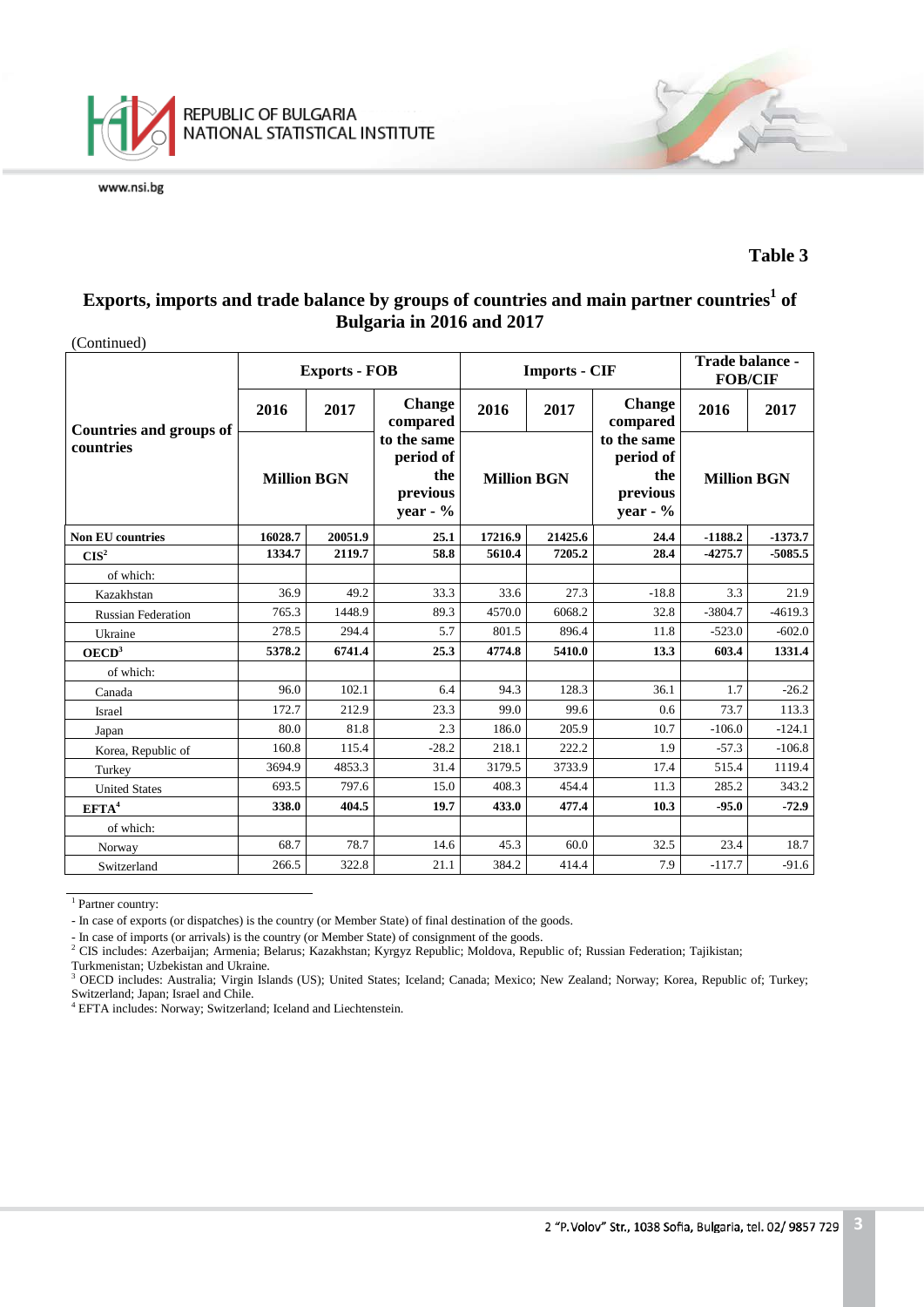## Table 3

### Exports, imports and trade balance by groups of countries and main partner countries[1] of Bulgaria in 2016 and 2017

(Continued)

| Countries and groups of countries | Exports - FOB | | | Imports - CIF | | | Trade balance - FOB/CIF | |
|---|---|---|---|---|---|---|---|---|
| | 2016 | 2017 | Change compared to the same period of the previous year - % | 2016 | 2017 | Change compared to the same period of the previous year - % | 2016 | 2017 |
| | Million BGN | | | Million BGN | | | Million BGN | |
| **Non EU countries** | **16028.7** | **20051.9** | **25.1** | **17216.9** | **21425.6** | **24.4** | **-1188.2** | **-1373.7** |
| **CIS[2]** | **1334.7** | **2119.7** | **58.8** | **5610.4** | **7205.2** | **28.4** | **-4275.7** | **-5085.5** |
| of which: | | | | | | | | |
| Kazakhstan | 36.9 | 49.2 | 33.3 | 33.6 | 27.3 | -18.8 | 3.3 | 21.9 |
| Russian Federation | 765.3 | 1448.9 | 89.3 | 4570.0 | 6068.2 | 32.8 | -3804.7 | -4619.3 |
| Ukraine | 278.5 | 294.4 | 5.7 | 801.5 | 896.4 | 11.8 | -523.0 | -602.0 |
| **OECD[3]** | **5378.2** | **6741.4** | **25.3** | **4774.8** | **5410.0** | **13.3** | **603.4** | **1331.4** |
| of which: | | | | | | | | |
| Canada | 96.0 | 102.1 | 6.4 | 94.3 | 128.3 | 36.1 | 1.7 | -26.2 |
| Israel | 172.7 | 212.9 | 23.3 | 99.0 | 99.6 | 0.6 | 73.7 | 113.3 |
| Japan | 80.0 | 81.8 | 2.3 | 186.0 | 205.9 | 10.7 | -106.0 | -124.1 |
| Korea, Republic of | 160.8 | 115.4 | -28.2 | 218.1 | 222.2 | 1.9 | -57.3 | -106.8 |
| Turkey | 3694.9 | 4853.3 | 31.4 | 3179.5 | 3733.9 | 17.4 | 515.4 | 1119.4 |
| United States | 693.5 | 797.6 | 15.0 | 408.3 | 454.4 | 11.3 | 285.2 | 343.2 |
| **EFTA[4]** | **338.0** | **404.5** | **19.7** | **433.0** | **477.4** | **10.3** | **-95.0** | **-72.9** |
| of which: | | | | | | | | |
| Norway | 68.7 | 78.7 | 14.6 | 45.3 | 60.0 | 32.5 | 23.4 | 18.7 |
| Switzerland | 266.5 | 322.8 | 21.1 | 384.2 | 414.4 | 7.9 | -117.7 | -91.6 |

[1] Partner country:

- In case of exports (or dispatches) is the country (or Member State) of final destination of the goods.

- In case of imports (or arrivals) is the country (or Member State) of consignment of the goods.

[2] CIS includes: Azerbaijan; Armenia; Belarus; Kazakhstan; Kyrgyz Republic; Moldova, Republic of; Russian Federation; Tajikistan; Turkmenistan; Uzbekistan and Ukraine.

[3] OECD includes: Australia; Virgin Islands (US); United States; Iceland; Canada; Mexico; New Zealand; Norway; Korea, Republic of; Turkey; Switzerland; Japan; Israel and Chile.

[4] EFTA includes: Norway; Switzerland; Iceland and Liechtenstein.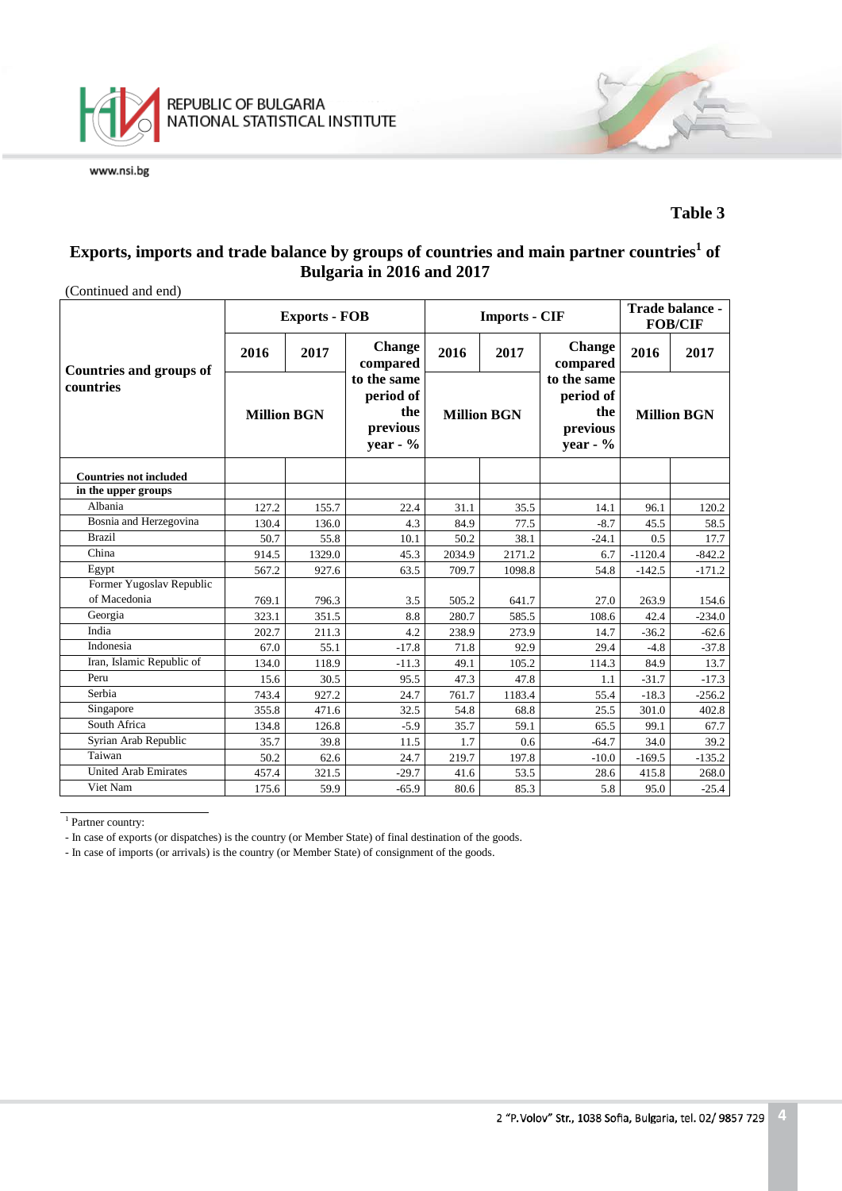**Table 3**

## Exports, imports and trade balance by groups of countries and main partner countries[1] of Bulgaria in 2016 and 2017

(Continued and end)

| Countries and groups of countries | Exports - FOB | | | Imports - CIF | | | Trade balance - FOB/CIF | |
|---|---|---|---|---|---|---|---|---|
| | 2016 | 2017 | Change compared to the same period of the previous year - % | 2016 | 2017 | Change compared to the same period of the previous year - % | 2016 | 2017 |
| | Million BGN | | | Million BGN | | | Million BGN | |
| **Countries not included in the upper groups** | | | | | | | | |
| Albania | 127.2 | 155.7 | 22.4 | 31.1 | 35.5 | 14.1 | 96.1 | 120.2 |
| Bosnia and Herzegovina | 130.4 | 136.0 | 4.3 | 84.9 | 77.5 | -8.7 | 45.5 | 58.5 |
| Brazil | 50.7 | 55.8 | 10.1 | 50.2 | 38.1 | -24.1 | 0.5 | 17.7 |
| China | 914.5 | 1329.0 | 45.3 | 2034.9 | 2171.2 | 6.7 | -1120.4 | -842.2 |
| Egypt | 567.2 | 927.6 | 63.5 | 709.7 | 1098.8 | 54.8 | -142.5 | -171.2 |
| Former Yugoslav Republic of Macedonia | 769.1 | 796.3 | 3.5 | 505.2 | 641.7 | 27.0 | 263.9 | 154.6 |
| Georgia | 323.1 | 351.5 | 8.8 | 280.7 | 585.5 | 108.6 | 42.4 | -234.0 |
| India | 202.7 | 211.3 | 4.2 | 238.9 | 273.9 | 14.7 | -36.2 | -62.6 |
| Indonesia | 67.0 | 55.1 | -17.8 | 71.8 | 92.9 | 29.4 | -4.8 | -37.8 |
| Iran, Islamic Republic of | 134.0 | 118.9 | -11.3 | 49.1 | 105.2 | 114.3 | 84.9 | 13.7 |
| Peru | 15.6 | 30.5 | 95.5 | 47.3 | 47.8 | 1.1 | -31.7 | -17.3 |
| Serbia | 743.4 | 927.2 | 24.7 | 761.7 | 1183.4 | 55.4 | -18.3 | -256.2 |
| Singapore | 355.8 | 471.6 | 32.5 | 54.8 | 68.8 | 25.5 | 301.0 | 402.8 |
| South Africa | 134.8 | 126.8 | -5.9 | 35.7 | 59.1 | 65.5 | 99.1 | 67.7 |
| Syrian Arab Republic | 35.7 | 39.8 | 11.5 | 1.7 | 0.6 | -64.7 | 34.0 | 39.2 |
| Taiwan | 50.2 | 62.6 | 24.7 | 219.7 | 197.8 | -10.0 | -169.5 | -135.2 |
| United Arab Emirates | 457.4 | 321.5 | -29.7 | 41.6 | 53.5 | 28.6 | 415.8 | 268.0 |
| Viet Nam | 175.6 | 59.9 | -65.9 | 80.6 | 85.3 | 5.8 | 95.0 | -25.4 |

[1] Partner country:

- In case of exports (or dispatches) is the country (or Member State) of final destination of the goods.
- In case of imports (or arrivals) is the country (or Member State) of consignment of the goods.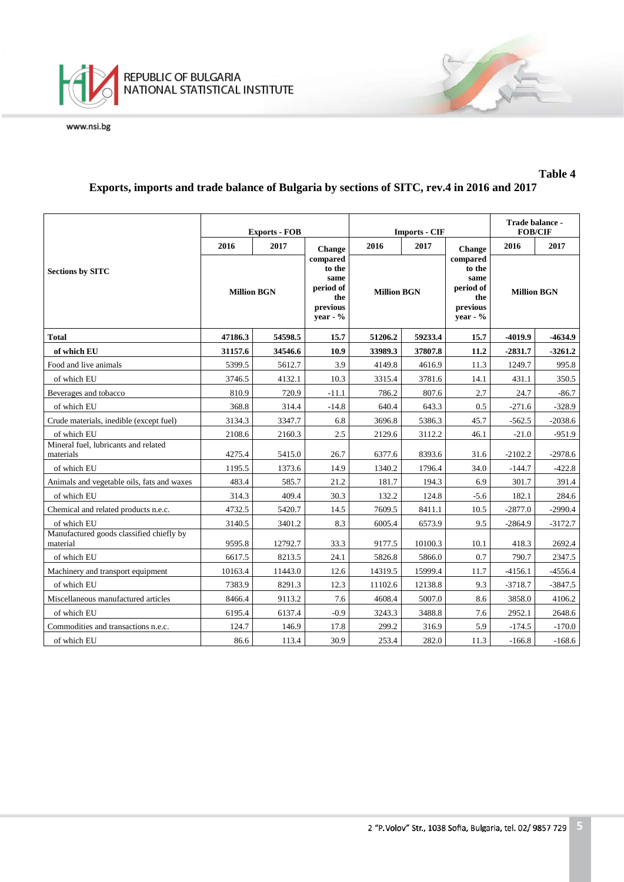**Table 4**

## Exports, imports and trade balance of Bulgaria by sections of SITC, rev.4 in 2016 and 2017

| Sections by SITC | Exports - FOB | | | Imports - CIF | | | Trade balance - FOB/CIF | |
|---|---|---|---|---|---|---|---|---|
| | 2016 | 2017 | Change compared to the same period of the previous year - % | 2016 | 2017 | Change compared to the same period of the previous year - % | 2016 | 2017 |
| | Million BGN | | | Million BGN | | | Million BGN | |
| **Total** | **47186.3** | **54598.5** | **15.7** | **51206.2** | **59233.4** | **15.7** | **-4019.9** | **-4634.9** |
| **of which EU** | **31157.6** | **34546.6** | **10.9** | **33989.3** | **37807.8** | **11.2** | **-2831.7** | **-3261.2** |
| Food and live animals | 5399.5 | 5612.7 | 3.9 | 4149.8 | 4616.9 | 11.3 | 1249.7 | 995.8 |
| of which EU | 3746.5 | 4132.1 | 10.3 | 3315.4 | 3781.6 | 14.1 | 431.1 | 350.5 |
| Beverages and tobacco | 810.9 | 720.9 | -11.1 | 786.2 | 807.6 | 2.7 | 24.7 | -86.7 |
| of which EU | 368.8 | 314.4 | -14.8 | 640.4 | 643.3 | 0.5 | -271.6 | -328.9 |
| Crude materials, inedible (except fuel) | 3134.3 | 3347.7 | 6.8 | 3696.8 | 5386.3 | 45.7 | -562.5 | -2038.6 |
| of which EU | 2108.6 | 2160.3 | 2.5 | 2129.6 | 3112.2 | 46.1 | -21.0 | -951.9 |
| Mineral fuel, lubricants and related materials | 4275.4 | 5415.0 | 26.7 | 6377.6 | 8393.6 | 31.6 | -2102.2 | -2978.6 |
| of which EU | 1195.5 | 1373.6 | 14.9 | 1340.2 | 1796.4 | 34.0 | -144.7 | -422.8 |
| Animals and vegetable oils, fats and waxes | 483.4 | 585.7 | 21.2 | 181.7 | 194.3 | 6.9 | 301.7 | 391.4 |
| of which EU | 314.3 | 409.4 | 30.3 | 132.2 | 124.8 | -5.6 | 182.1 | 284.6 |
| Chemical and related products n.e.c. | 4732.5 | 5420.7 | 14.5 | 7609.5 | 8411.1 | 10.5 | -2877.0 | -2990.4 |
| of which EU | 3140.5 | 3401.2 | 8.3 | 6005.4 | 6573.9 | 9.5 | -2864.9 | -3172.7 |
| Manufactured goods classified chiefly by material | 9595.8 | 12792.7 | 33.3 | 9177.5 | 10100.3 | 10.1 | 418.3 | 2692.4 |
| of which EU | 6617.5 | 8213.5 | 24.1 | 5826.8 | 5866.0 | 0.7 | 790.7 | 2347.5 |
| Machinery and transport equipment | 10163.4 | 11443.0 | 12.6 | 14319.5 | 15999.4 | 11.7 | -4156.1 | -4556.4 |
| of which EU | 7383.9 | 8291.3 | 12.3 | 11102.6 | 12138.8 | 9.3 | -3718.7 | -3847.5 |
| Miscellaneous manufactured articles | 8466.4 | 9113.2 | 7.6 | 4608.4 | 5007.0 | 8.6 | 3858.0 | 4106.2 |
| of which EU | 6195.4 | 6137.4 | -0.9 | 3243.3 | 3488.8 | 7.6 | 2952.1 | 2648.6 |
| Commodities and transactions n.e.c. | 124.7 | 146.9 | 17.8 | 299.2 | 316.9 | 5.9 | -174.5 | -170.0 |
| of which EU | 86.6 | 113.4 | 30.9 | 253.4 | 282.0 | 11.3 | -166.8 | -168.6 |